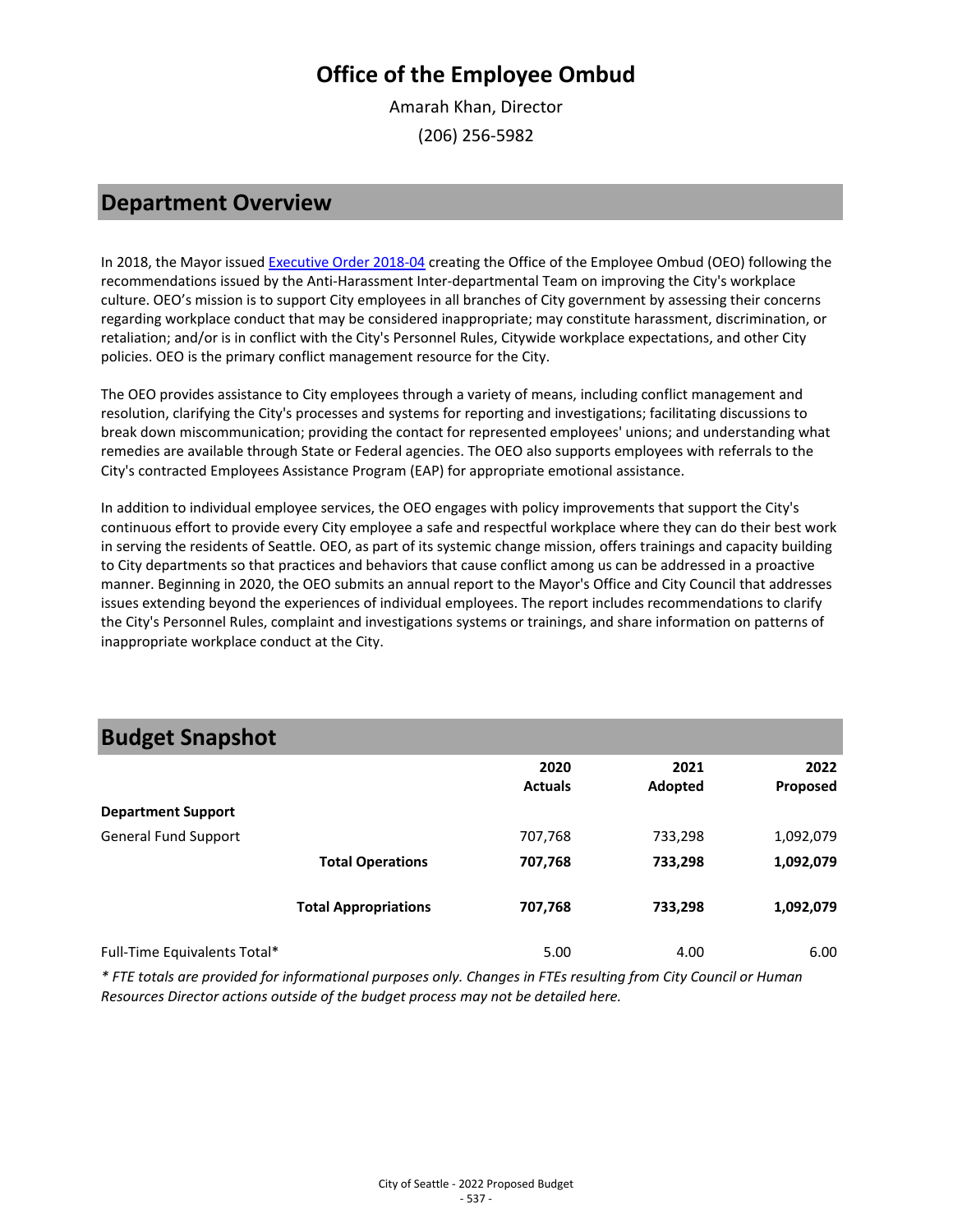# Office of the Employee Ombud

Amarah Khan, Director

(206) 256-5982

## Department Overview

In 2018, the Mayor issued [Executive Order 2018-04](Executive Order 2018-04) creating the Office of the Employee Ombud (OEO) following the recommendations issued by the Anti-Harassment Inter-departmental Team on improving the City's workplace culture. OEO's mission is to support City employees in all branches of City government by assessing their concerns regarding workplace conduct that may be considered inappropriate; may constitute harassment, discrimination, or retaliation; and/or is in conflict with the City's Personnel Rules, Citywide workplace expectations, and other City policies. OEO is the primary conflict management resource for the City.

The OEO provides assistance to City employees through a variety of means, including conflict management and resolution, clarifying the City's processes and systems for reporting and investigations; facilitating discussions to break down miscommunication; providing the contact for represented employees' unions; and understanding what remedies are available through State or Federal agencies. The OEO also supports employees with referrals to the City's contracted Employees Assistance Program (EAP) for appropriate emotional assistance.

In addition to individual employee services, the OEO engages with policy improvements that support the City's continuous effort to provide every City employee a safe and respectful workplace where they can do their best work in serving the residents of Seattle. OEO, as part of its systemic change mission, offers trainings and capacity building to City departments so that practices and behaviors that cause conflict among us can be addressed in a proactive manner. Beginning in 2020, the OEO submits an annual report to the Mayor's Office and City Council that addresses issues extending beyond the experiences of individual employees. The report includes recommendations to clarify the City's Personnel Rules, complaint and investigations systems or trainings, and share information on patterns of inappropriate workplace conduct at the City.

## Budget Snapshot

| | 2020 Actuals | 2021 Adopted | 2022 Proposed |
|---|---|---|---|
| **Department Support** | | | |
| General Fund Support | 707,768 | 733,298 | 1,092,079 |
| **Total Operations** | **707,768** | **733,298** | **1,092,079** |
| **Total Appropriations** | **707,768** | **733,298** | **1,092,079** |
| Full-Time Equivalents Total* | 5.00 | 4.00 | 6.00 |

*\* FTE totals are provided for informational purposes only. Changes in FTEs resulting from City Council or Human Resources Director actions outside of the budget process may not be detailed here.*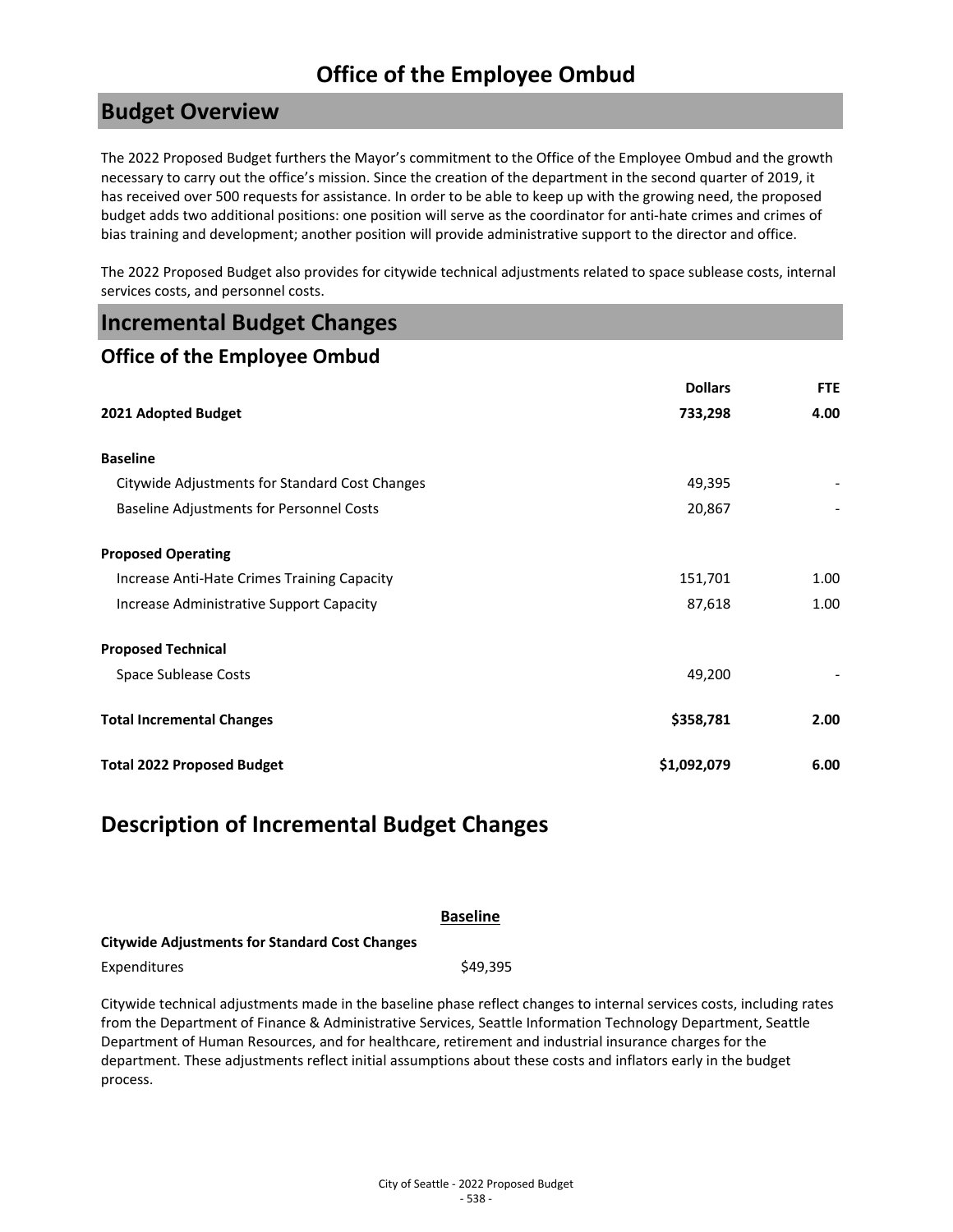# Office of the Employee Ombud

## Budget Overview

The 2022 Proposed Budget furthers the Mayor's commitment to the Office of the Employee Ombud and the growth necessary to carry out the office's mission. Since the creation of the department in the second quarter of 2019, it has received over 500 requests for assistance. In order to be able to keep up with the growing need, the proposed budget adds two additional positions: one position will serve as the coordinator for anti-hate crimes and crimes of bias training and development; another position will provide administrative support to the director and office.

The 2022 Proposed Budget also provides for citywide technical adjustments related to space sublease costs, internal services costs, and personnel costs.

## Incremental Budget Changes

### Office of the Employee Ombud

| | Dollars | FTE |
|---|---|---|
| **2021 Adopted Budget** | **733,298** | **4.00** |
| **Baseline** | | |
| Citywide Adjustments for Standard Cost Changes | 49,395 | - |
| Baseline Adjustments for Personnel Costs | 20,867 | - |
| **Proposed Operating** | | |
| Increase Anti-Hate Crimes Training Capacity | 151,701 | 1.00 |
| Increase Administrative Support Capacity | 87,618 | 1.00 |
| **Proposed Technical** | | |
| Space Sublease Costs | 49,200 | - |
| **Total Incremental Changes** | **$358,781** | **2.00** |
| **Total 2022 Proposed Budget** | **$1,092,079** | **6.00** |

## Description of Incremental Budget Changes

**Baseline**

**Citywide Adjustments for Standard Cost Changes**

Expenditures $49,395

Citywide technical adjustments made in the baseline phase reflect changes to internal services costs, including rates from the Department of Finance & Administrative Services, Seattle Information Technology Department, Seattle Department of Human Resources, and for healthcare, retirement and industrial insurance charges for the department. These adjustments reflect initial assumptions about these costs and inflators early in the budget process.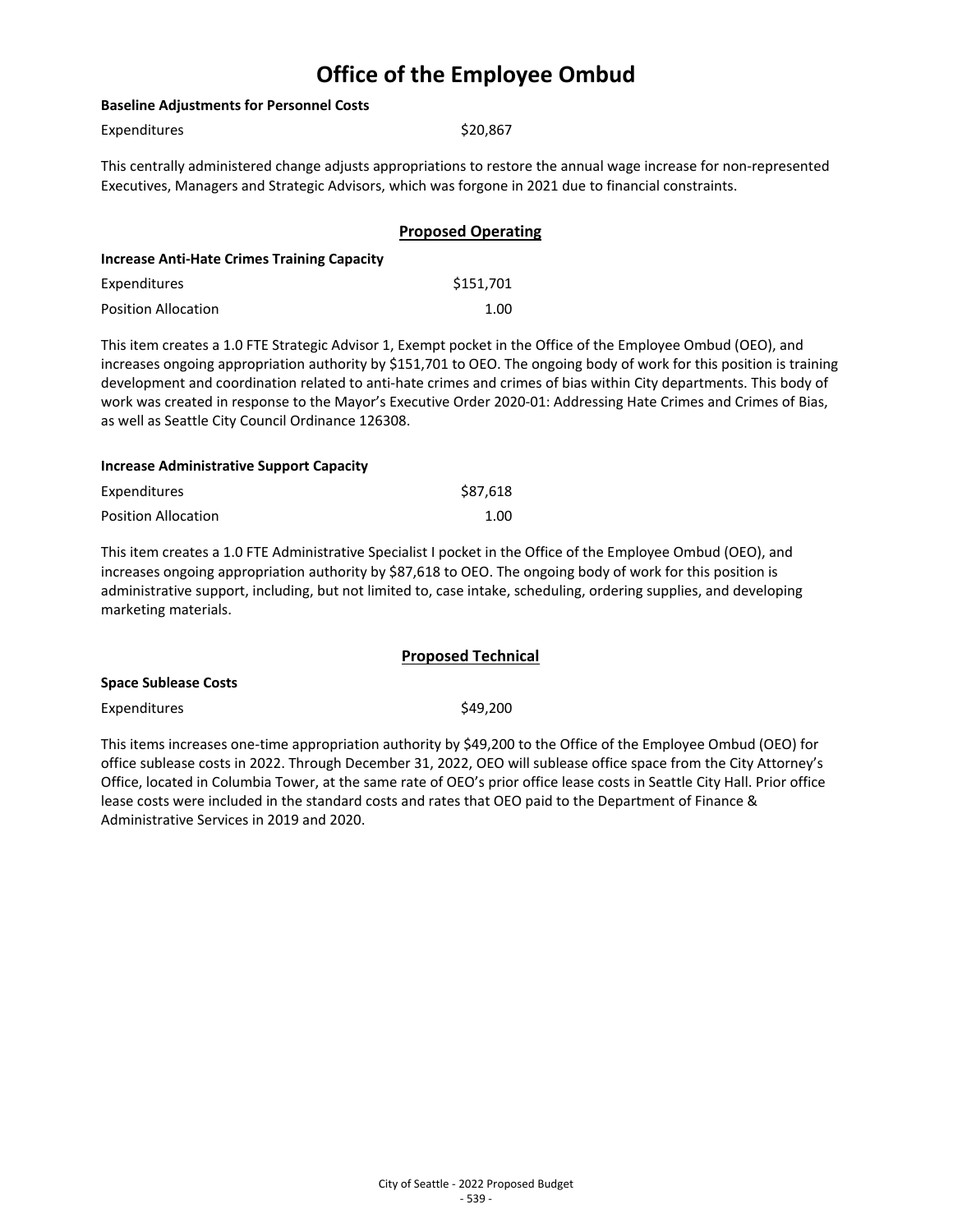# Office of the Employee Ombud

**Baseline Adjustments for Personnel Costs**

| | |
|---|---|
| Expenditures | $20,867 |

This centrally administered change adjusts appropriations to restore the annual wage increase for non-represented Executives, Managers and Strategic Advisors, which was forgone in 2021 due to financial constraints.

## Proposed Operating

**Increase Anti-Hate Crimes Training Capacity**

| | |
|---|---|
| Expenditures | $151,701 |
| Position Allocation | 1.00 |

This item creates a 1.0 FTE Strategic Advisor 1, Exempt pocket in the Office of the Employee Ombud (OEO), and increases ongoing appropriation authority by $151,701 to OEO. The ongoing body of work for this position is training development and coordination related to anti-hate crimes and crimes of bias within City departments. This body of work was created in response to the Mayor's Executive Order 2020-01: Addressing Hate Crimes and Crimes of Bias, as well as Seattle City Council Ordinance 126308.

**Increase Administrative Support Capacity**

| | |
|---|---|
| Expenditures | $87,618 |
| Position Allocation | 1.00 |

This item creates a 1.0 FTE Administrative Specialist I pocket in the Office of the Employee Ombud (OEO), and increases ongoing appropriation authority by $87,618 to OEO. The ongoing body of work for this position is administrative support, including, but not limited to, case intake, scheduling, ordering supplies, and developing marketing materials.

## Proposed Technical

**Space Sublease Costs**

| | |
|---|---|
| Expenditures | $49,200 |

This items increases one-time appropriation authority by $49,200 to the Office of the Employee Ombud (OEO) for office sublease costs in 2022. Through December 31, 2022, OEO will sublease office space from the City Attorney's Office, located in Columbia Tower, at the same rate of OEO's prior office lease costs in Seattle City Hall. Prior office lease costs were included in the standard costs and rates that OEO paid to the Department of Finance & Administrative Services in 2019 and 2020.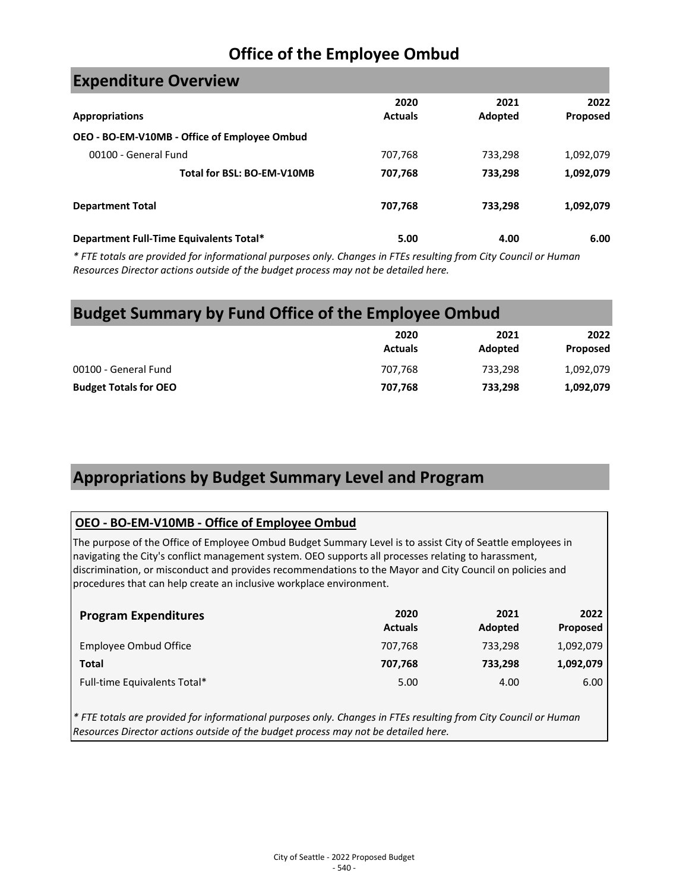# Office of the Employee Ombud

## Expenditure Overview

| Appropriations | 2020 Actuals | 2021 Adopted | 2022 Proposed |
|---|---|---|---|
| **OEO - BO-EM-V10MB - Office of Employee Ombud** | | | |
| 00100 - General Fund | 707,768 | 733,298 | 1,092,079 |
| **Total for BSL: BO-EM-V10MB** | **707,768** | **733,298** | **1,092,079** |
| **Department Total** | **707,768** | **733,298** | **1,092,079** |
| **Department Full-Time Equivalents Total*** | **5.00** | **4.00** | **6.00** |

*\* FTE totals are provided for informational purposes only. Changes in FTEs resulting from City Council or Human Resources Director actions outside of the budget process may not be detailed here.*

## Budget Summary by Fund Office of the Employee Ombud

| | 2020 Actuals | 2021 Adopted | 2022 Proposed |
|---|---|---|---|
| 00100 - General Fund | 707,768 | 733,298 | 1,092,079 |
| **Budget Totals for OEO** | **707,768** | **733,298** | **1,092,079** |

## Appropriations by Budget Summary Level and Program

### OEO - BO-EM-V10MB - Office of Employee Ombud

The purpose of the Office of Employee Ombud Budget Summary Level is to assist City of Seattle employees in navigating the City's conflict management system. OEO supports all processes relating to harassment, discrimination, or misconduct and provides recommendations to the Mayor and City Council on policies and procedures that can help create an inclusive workplace environment.

| Program Expenditures | 2020 Actuals | 2021 Adopted | 2022 Proposed |
|---|---|---|---|
| Employee Ombud Office | 707,768 | 733,298 | 1,092,079 |
| **Total** | **707,768** | **733,298** | **1,092,079** |
| Full-time Equivalents Total* | 5.00 | 4.00 | 6.00 |

*\* FTE totals are provided for informational purposes only. Changes in FTEs resulting from City Council or Human Resources Director actions outside of the budget process may not be detailed here.*